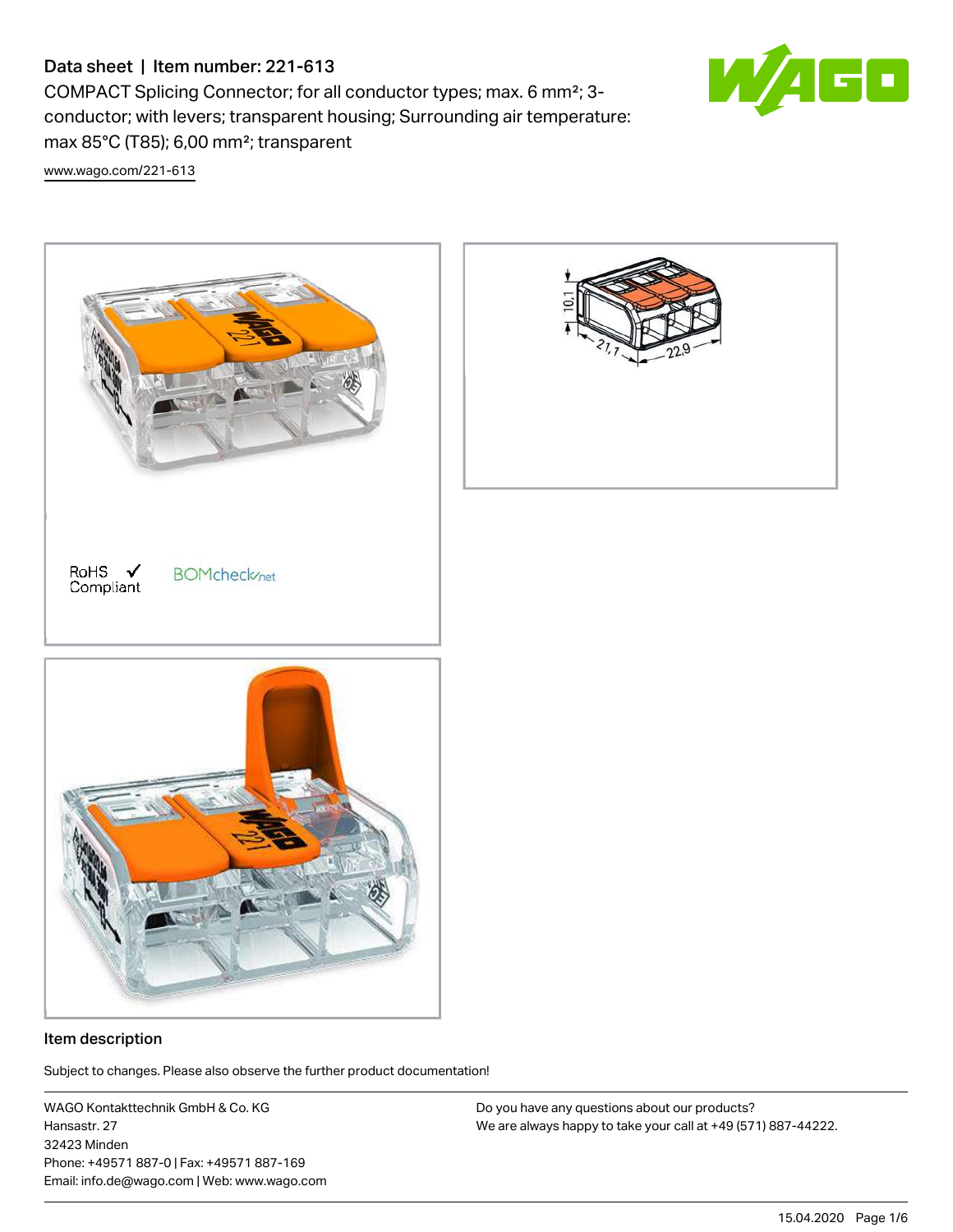# Data sheet | Item number: 221-613

COMPACT Splicing Connector; for all conductor types; max. 6 mm²; 3-conductor; with levers; transparent housing; Surrounding air temperature: max 85°C (T85); 6,00 mm²; transparent

www.wago.com/221-613

RoHS ✓ Compliant

BOMcheck.net

10,1

21,1

22,9

## Item description

Subject to changes. Please also observe the further product documentation!

WAGO Kontakttechnik GmbH & Co. KG
Hansastr. 27
32423 Minden
Phone: +49571 887-0 | Fax: +49571 887-169
Email: info.de@wago.com | Web: www.wago.com

Do you have any questions about our products?
We are always happy to take your call at +49 (571) 887-44222.

15.04.2020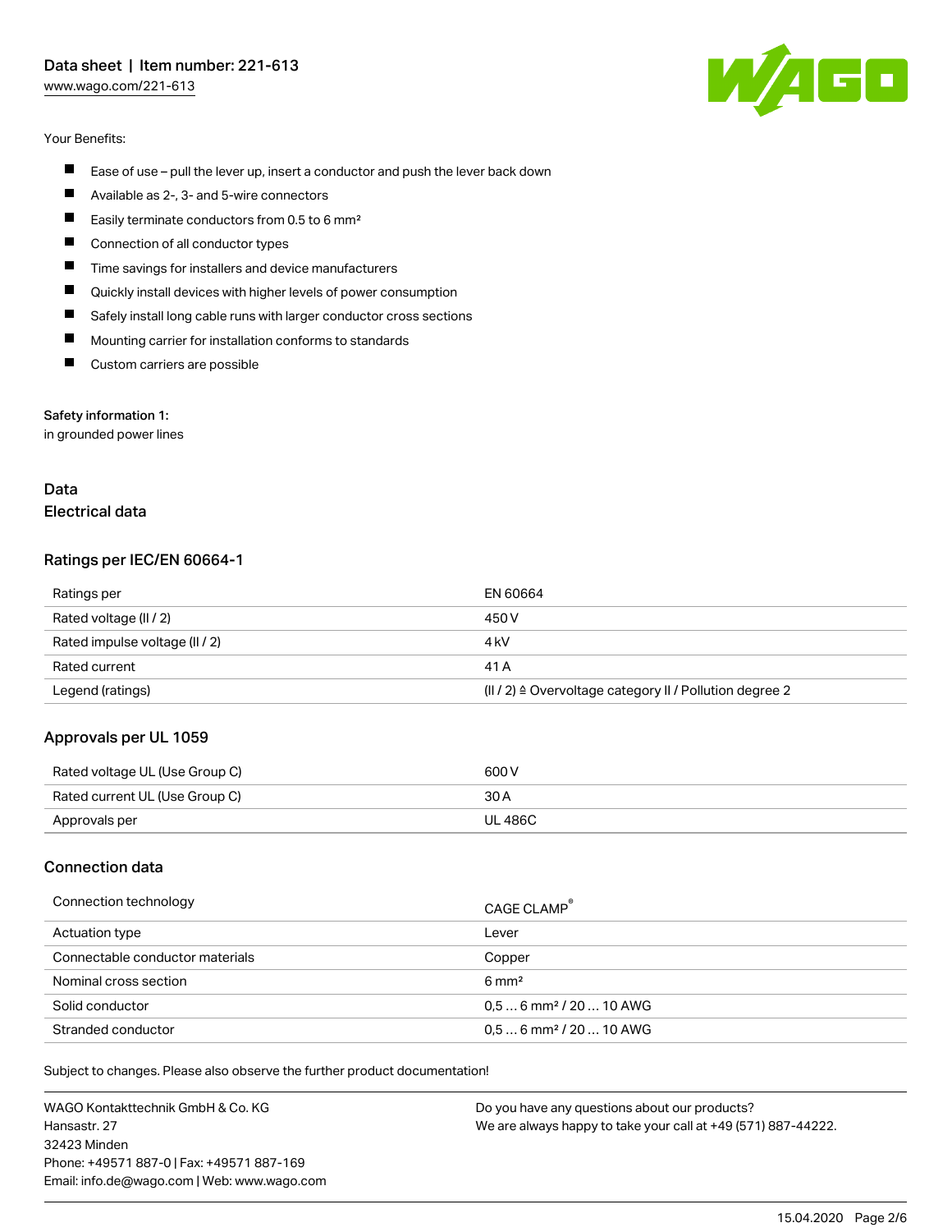Your Benefits:

- Ease of use – pull the lever up, insert a conductor and push the lever back down
- Available as 2-, 3- and 5-wire connectors
- Easily terminate conductors from 0.5 to 6 mm²
- Connection of all conductor types
- Time savings for installers and device manufacturers
- Quickly install devices with higher levels of power consumption
- Safely install long cable runs with larger conductor cross sections
- Mounting carrier for installation conforms to standards
- Custom carriers are possible

**Safety information 1:**
in grounded power lines

# Data

## Electrical data

### Ratings per IEC/EN 60664-1

| | |
|---|---|
| Ratings per | EN 60664 |
| Rated voltage (II / 2) | 450 V |
| Rated impulse voltage (II / 2) | 4 kV |
| Rated current | 41 A |
| Legend (ratings) | (II / 2) ≙ Overvoltage category II / Pollution degree 2 |

### Approvals per UL 1059

| | |
|---|---|
| Rated voltage UL (Use Group C) | 600 V |
| Rated current UL (Use Group C) | 30 A |
| Approvals per | UL 486C |

### Connection data

| | |
|---|---|
| Connection technology | CAGE CLAMP® |
| Actuation type | Lever |
| Connectable conductor materials | Copper |
| Nominal cross section | 6 mm² |
| Solid conductor | 0,5 … 6 mm² / 20 … 10 AWG |
| Stranded conductor | 0,5 … 6 mm² / 20 … 10 AWG |

Subject to changes. Please also observe the further product documentation!

WAGO Kontakttechnik GmbH & Co. KG
Hansastr. 27
32423 Minden
Phone: +49571 887-0 | Fax: +49571 887-169
Email: info.de@wago.com | Web: www.wago.com

Do you have any questions about our products?
We are always happy to take your call at +49 (571) 887-44222.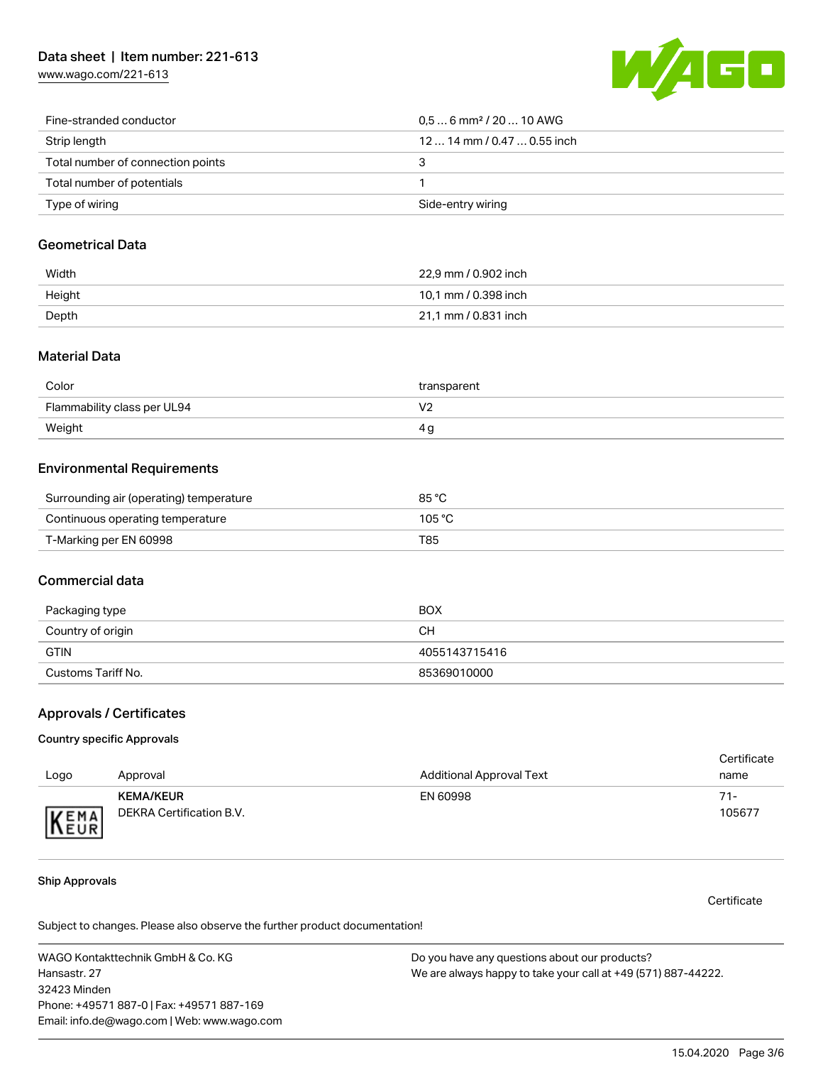| | |
|---|---|
| Fine-stranded conductor | 0,5 … 6 mm² / 20 … 10 AWG |
| Strip length | 12 … 14 mm / 0.47 … 0.55 inch |
| Total number of connection points | 3 |
| Total number of potentials | 1 |
| Type of wiring | Side-entry wiring |

## Geometrical Data

| | |
|---|---|
| Width | 22,9 mm / 0.902 inch |
| Height | 10,1 mm / 0.398 inch |
| Depth | 21,1 mm / 0.831 inch |

## Material Data

| | |
|---|---|
| Color | transparent |
| Flammability class per UL94 | V2 |
| Weight | 4 g |

## Environmental Requirements

| | |
|---|---|
| Surrounding air (operating) temperature | 85 °C |
| Continuous operating temperature | 105 °C |
| T-Marking per EN 60998 | T85 |

## Commercial data

| | |
|---|---|
| Packaging type | BOX |
| Country of origin | CH |
| GTIN | 4055143715416 |
| Customs Tariff No. | 85369010000 |

## Approvals / Certificates

### Country specific Approvals

| Logo | Approval | Additional Approval Text | Certificate name |
|---|---|---|---|
| KEMA EUR | **KEMA/KEUR** DEKRA Certification B.V. | EN 60998 | 71-105677 |

### Ship Approvals

Certificate

Subject to changes. Please also observe the further product documentation!

WAGO Kontakttechnik GmbH & Co. KG
Hansastr. 27
32423 Minden
Phone: +49571 887-0 | Fax: +49571 887-169
Email: info.de@wago.com | Web: www.wago.com

Do you have any questions about our products?
We are always happy to take your call at +49 (571) 887-44222.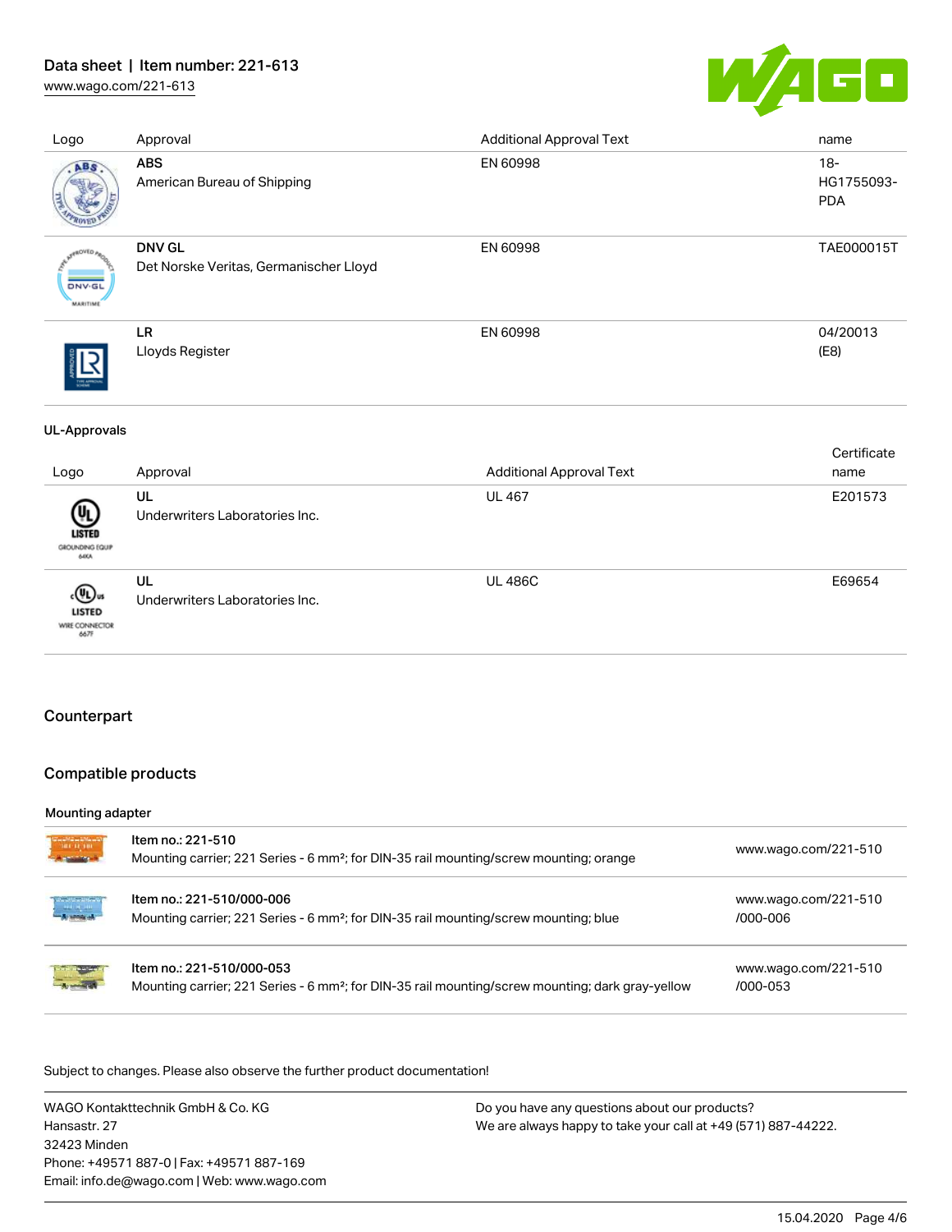| Logo | Approval | Additional Approval Text | name |
|---|---|---|---|
| | **ABS**<br>American Bureau of Shipping | EN 60998 | 18-HG1755093-PDA |
| | **DNV GL**<br>Det Norske Veritas, Germanischer Lloyd | EN 60998 | TAE000015T |
| | **LR**<br>Lloyds Register | EN 60998 | 04/20013 (E8) |

UL-Approvals

| Logo | Approval | Additional Approval Text | Certificate name |
|---|---|---|---|
| | **UL**<br>Underwriters Laboratories Inc. | UL 467 | E201573 |
| | **UL**<br>Underwriters Laboratories Inc. | UL 486C | E69654 |

## Counterpart

## Compatible products

Mounting adapter

| | | |
|---|---|---|
| | Item no.: 221-510<br>Mounting carrier; 221 Series - 6 mm²; for DIN-35 rail mounting/screw mounting; orange | www.wago.com/221-510 |
| | Item no.: 221-510/000-006<br>Mounting carrier; 221 Series - 6 mm²; for DIN-35 rail mounting/screw mounting; blue | www.wago.com/221-510/000-006 |
| | Item no.: 221-510/000-053<br>Mounting carrier; 221 Series - 6 mm²; for DIN-35 rail mounting/screw mounting; dark gray-yellow | www.wago.com/221-510/000-053 |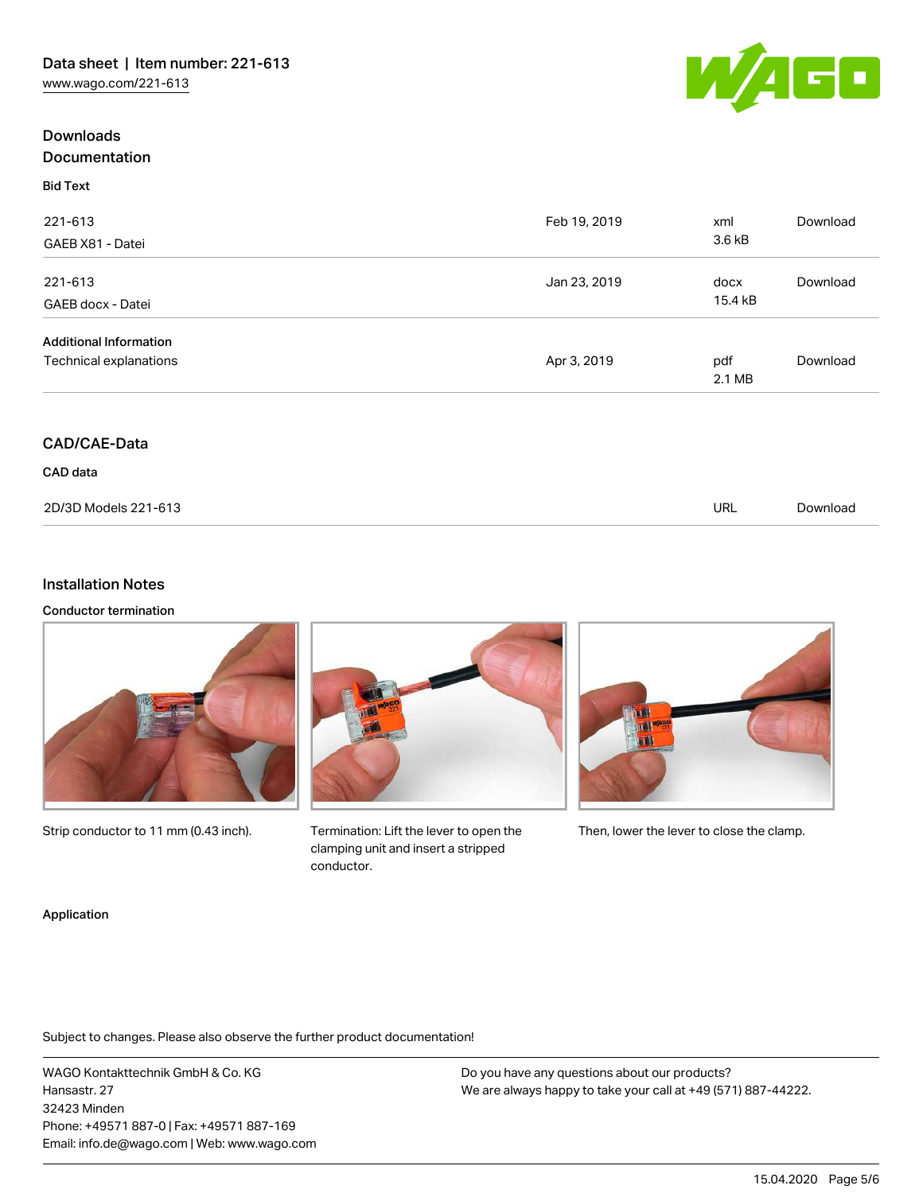## Downloads

### Documentation

**Bid Text**

| | | | |
|---|---|---|---|
| 221-613<br>GAEB X81 - Datei | Feb 19, 2019 | xml<br>3.6 kB | Download |
| 221-613<br>GAEB docx - Datei | Jan 23, 2019 | docx<br>15.4 kB | Download |

**Additional Information**

| | | | |
|---|---|---|---|
| Technical explanations | Apr 3, 2019 | pdf<br>2.1 MB | Download |

### CAD/CAE-Data

**CAD data**

| | | |
|---|---|---|
| 2D/3D Models 221-613 | URL | Download |

## Installation Notes

**Conductor termination**

Strip conductor to 11 mm (0.43 inch).

Termination: Lift the lever to open the clamping unit and insert a stripped conductor.

Then, lower the lever to close the clamp.

**Application**

Subject to changes. Please also observe the further product documentation!

WAGO Kontakttechnik GmbH & Co. KG
Hansastr. 27
32423 Minden
Phone: +49571 887-0 | Fax: +49571 887-169
Email: info.de@wago.com | Web: www.wago.com

Do you have any questions about our products?
We are always happy to take your call at +49 (571) 887-44222.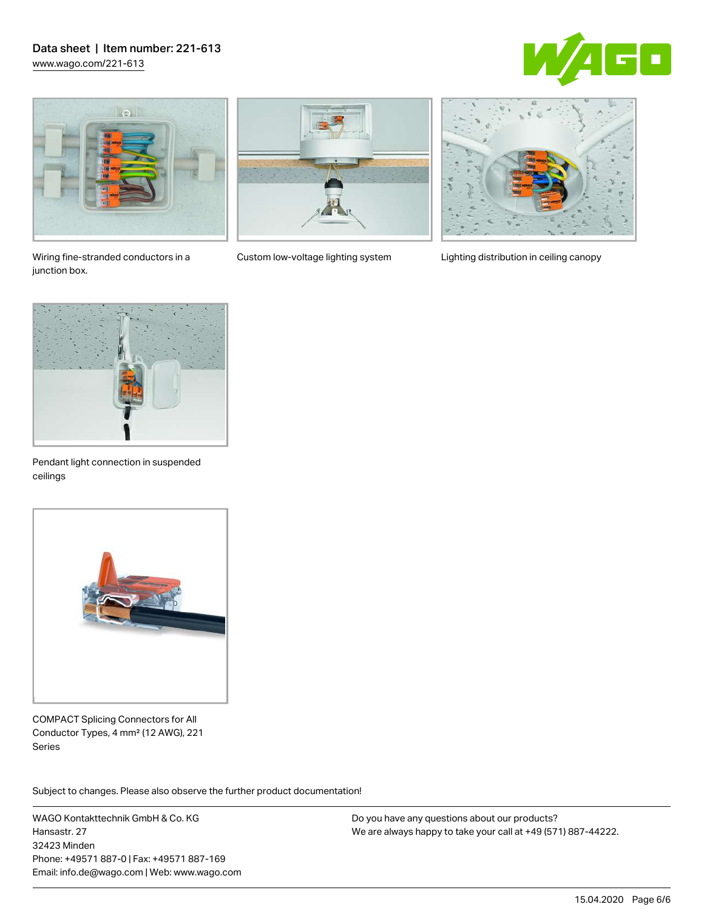Wiring fine-stranded conductors in a junction box.

Custom low-voltage lighting system

Lighting distribution in ceiling canopy

Pendant light connection in suspended ceilings

COMPACT Splicing Connectors for All Conductor Types, 4 mm² (12 AWG), 221 Series

Subject to changes. Please also observe the further product documentation!

WAGO Kontakttechnik GmbH & Co. KG
Hansastr. 27
32423 Minden
Phone: +49571 887-0 | Fax: +49571 887-169
Email: info.de@wago.com | Web: www.wago.com

Do you have any questions about our products?
We are always happy to take your call at +49 (571) 887-44222.